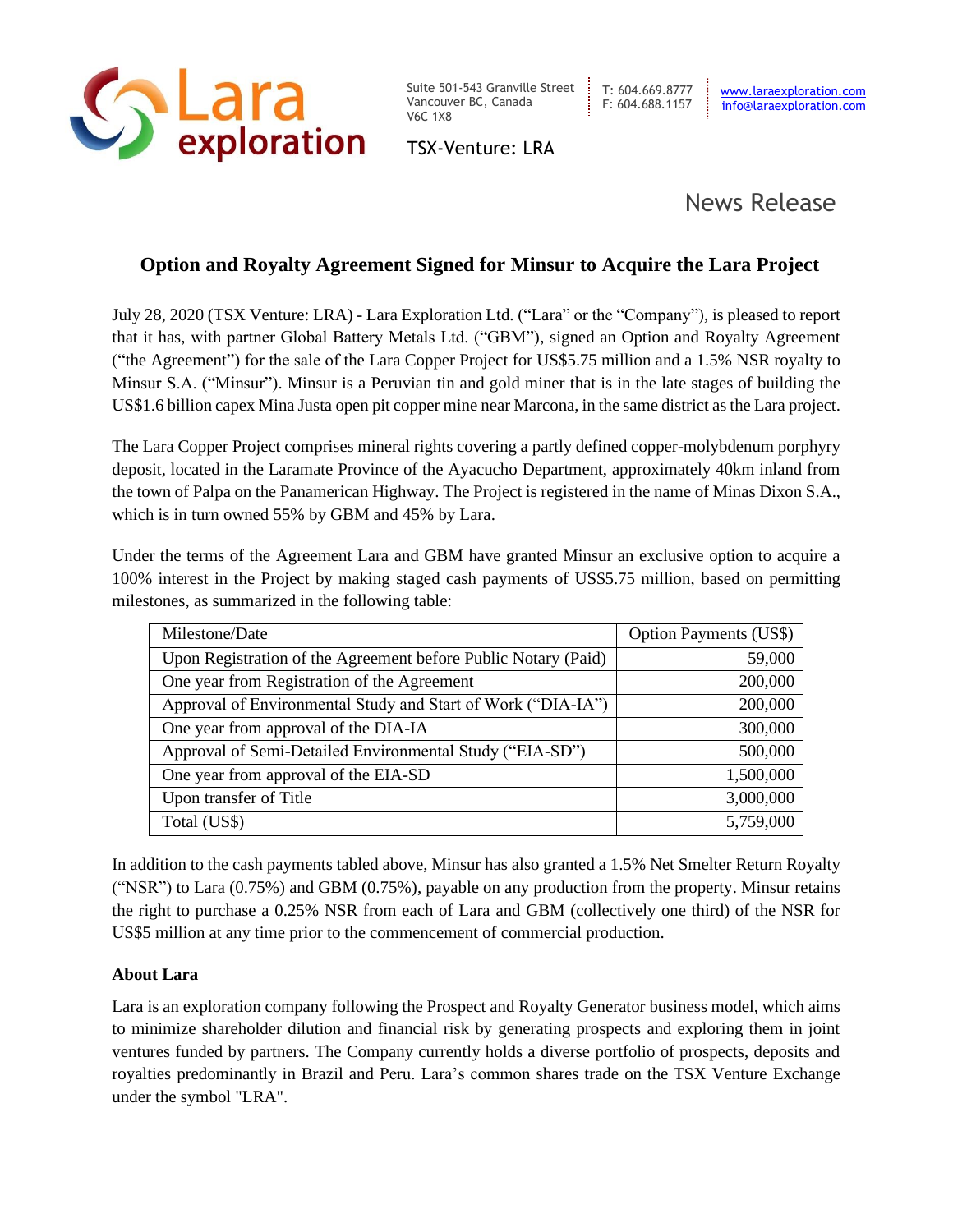Lara exploration

Suite 501-543 Granville Street
Vancouver BC, Canada
V6C 1X8

T: 604.669.8777
F: 604.688.1157

www.laraexploration.com
info@laraexploration.com

TSX-Venture: LRA

News Release

# Option and Royalty Agreement Signed for Minsur to Acquire the Lara Project

July 28, 2020 (TSX Venture: LRA) - Lara Exploration Ltd. ("Lara" or the "Company"), is pleased to report that it has, with partner Global Battery Metals Ltd. ("GBM"), signed an Option and Royalty Agreement ("the Agreement") for the sale of the Lara Copper Project for US$5.75 million and a 1.5% NSR royalty to Minsur S.A. ("Minsur"). Minsur is a Peruvian tin and gold miner that is in the late stages of building the US$1.6 billion capex Mina Justa open pit copper mine near Marcona, in the same district as the Lara project.

The Lara Copper Project comprises mineral rights covering a partly defined copper-molybdenum porphyry deposit, located in the Laramate Province of the Ayacucho Department, approximately 40km inland from the town of Palpa on the Panamerican Highway. The Project is registered in the name of Minas Dixon S.A., which is in turn owned 55% by GBM and 45% by Lara.

Under the terms of the Agreement Lara and GBM have granted Minsur an exclusive option to acquire a 100% interest in the Project by making staged cash payments of US$5.75 million, based on permitting milestones, as summarized in the following table:

| Milestone/Date | Option Payments (US$) |
|---|---:|
| Upon Registration of the Agreement before Public Notary (Paid) | 59,000 |
| One year from Registration of the Agreement | 200,000 |
| Approval of Environmental Study and Start of Work ("DIA-IA") | 200,000 |
| One year from approval of the DIA-IA | 300,000 |
| Approval of Semi-Detailed Environmental Study ("EIA-SD") | 500,000 |
| One year from approval of the EIA-SD | 1,500,000 |
| Upon transfer of Title | 3,000,000 |
| Total (US$) | 5,759,000 |

In addition to the cash payments tabled above, Minsur has also granted a 1.5% Net Smelter Return Royalty ("NSR") to Lara (0.75%) and GBM (0.75%), payable on any production from the property. Minsur retains the right to purchase a 0.25% NSR from each of Lara and GBM (collectively one third) of the NSR for US$5 million at any time prior to the commencement of commercial production.

**About Lara**

Lara is an exploration company following the Prospect and Royalty Generator business model, which aims to minimize shareholder dilution and financial risk by generating prospects and exploring them in joint ventures funded by partners. The Company currently holds a diverse portfolio of prospects, deposits and royalties predominantly in Brazil and Peru. Lara's common shares trade on the TSX Venture Exchange under the symbol "LRA".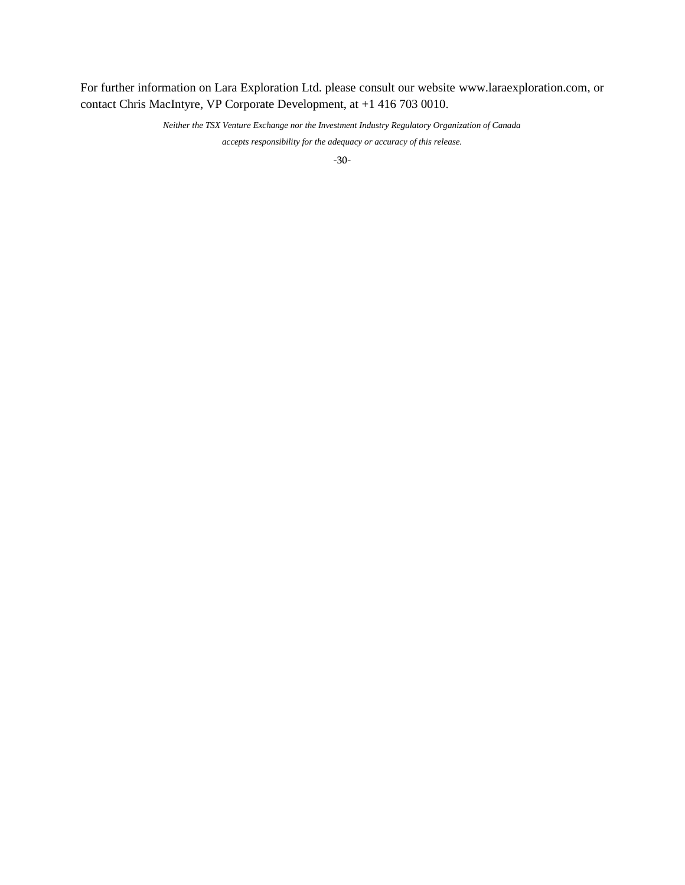For further information on Lara Exploration Ltd. please consult our website www.laraexploration.com, or contact Chris MacIntyre, VP Corporate Development, at +1 416 703 0010.

*Neither the TSX Venture Exchange nor the Investment Industry Regulatory Organization of Canada accepts responsibility for the adequacy or accuracy of this release.*

-30-